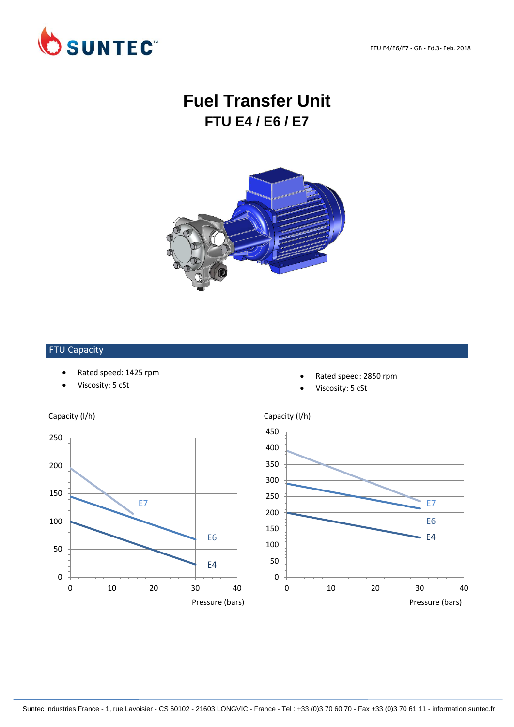# Fuel Transfer Unit

## FTU E4 / E6 / E7

## FTU Capacity

- Rated speed: 1425 rpm
- Viscosity: 5 cSt

- Rated speed: 2850 rpm
- Viscosity: 5 cSt

Capacity (l/h)

Pressure (bars)

Capacity (l/h)

Pressure (bars)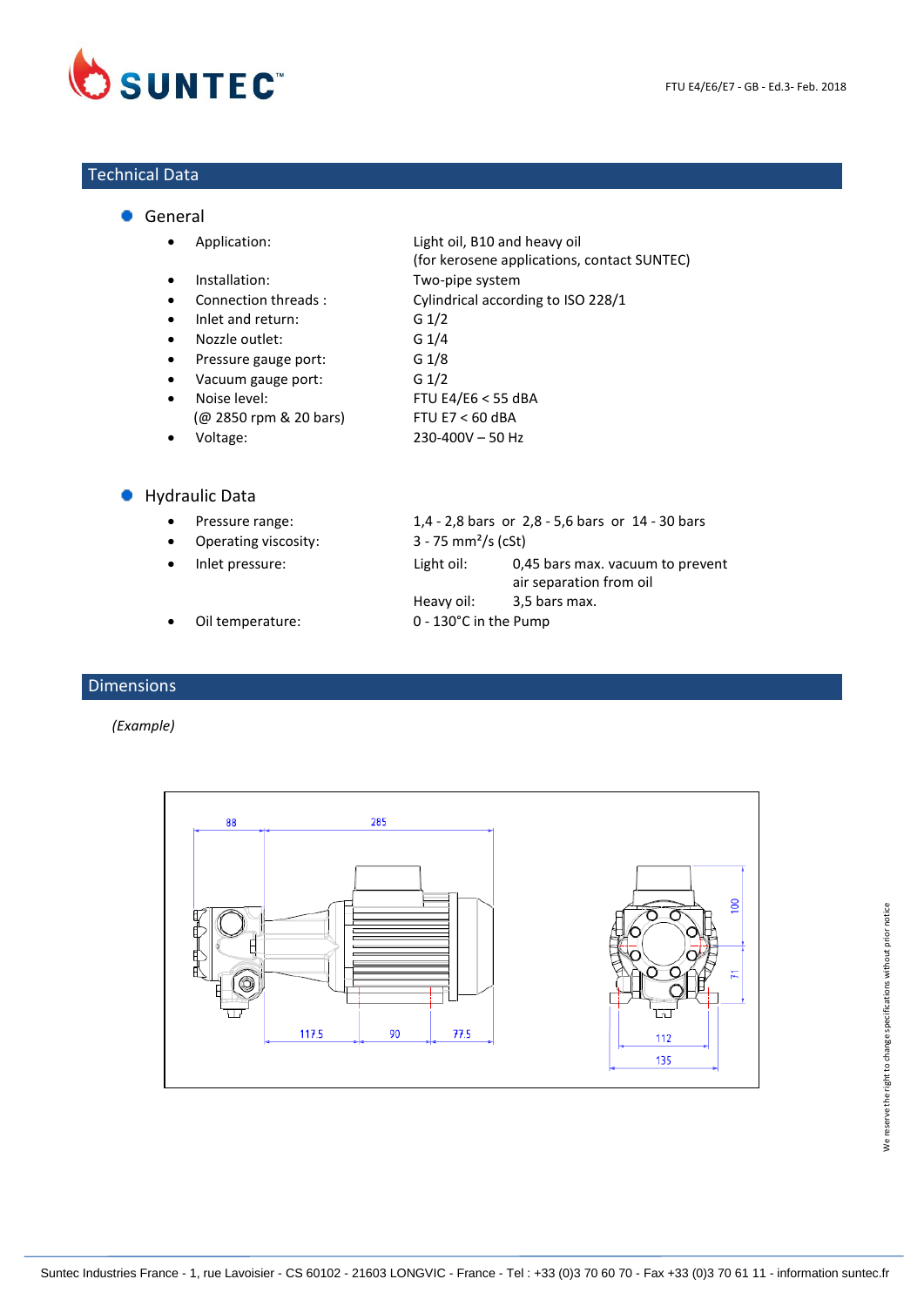## Technical Data

### General

- Application: Light oil, B10 and heavy oil (for kerosene applications, contact SUNTEC)
- Installation: Two-pipe system
- Connection threads : Cylindrical according to ISO 228/1
- Inlet and return: G 1/2
- Nozzle outlet: G 1/4
- Pressure gauge port: G 1/8
- Vacuum gauge port: G 1/2
- Noise level: (@ 2850 rpm & 20 bars) FTU E4/E6 < 55 dBA; FTU E7 < 60 dBA
- Voltage: 230-400V – 50 Hz

### Hydraulic Data

- Pressure range: 1,4 - 2,8 bars or 2,8 - 5,6 bars or 14 - 30 bars
- Operating viscosity: 3 - 75 mm²/s (cSt)
- Inlet pressure:
  - Light oil: 0,45 bars max. vacuum to prevent air separation from oil
  - Heavy oil: 3,5 bars max.
- Oil temperature: 0 - 130°C in the Pump

## Dimensions

*(Example)*

88
285
117.5
90
77.5
100
71
112
135

We reserve the right to change specifications without prior notice

Suntec Industries France - 1, rue Lavoisier - CS 60102 - 21603 LONGVIC - France - Tel : +33 (0)3 70 60 70 - Fax +33 (0)3 70 61 11 - information suntec.fr